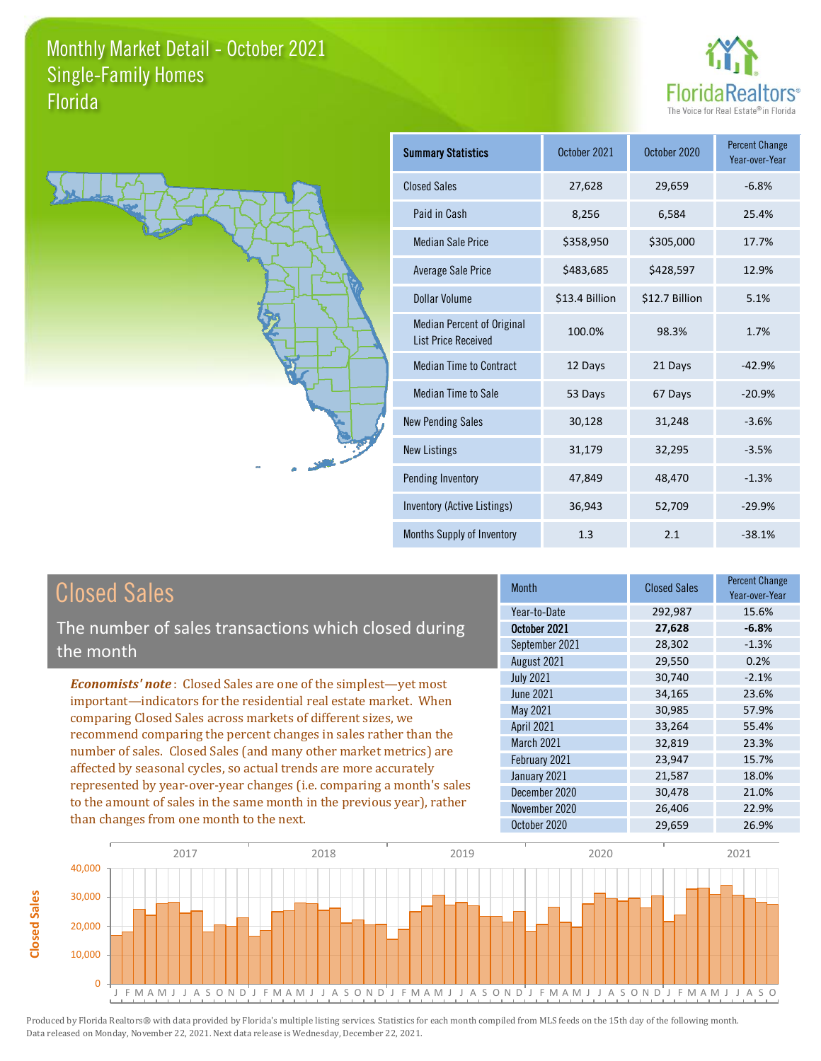# Monthly Market Detail - October 2021
## Single-Family Homes
## Florida

| Summary Statistics | October 2021 | October 2020 | Percent Change Year-over-Year |
|---|---|---|---|
| Closed Sales | 27,628 | 29,659 | -6.8% |
| Paid in Cash | 8,256 | 6,584 | 25.4% |
| Median Sale Price | $358,950 | $305,000 | 17.7% |
| Average Sale Price | $483,685 | $428,597 | 12.9% |
| Dollar Volume | $13.4 Billion | $12.7 Billion | 5.1% |
| Median Percent of Original List Price Received | 100.0% | 98.3% | 1.7% |
| Median Time to Contract | 12 Days | 21 Days | -42.9% |
| Median Time to Sale | 53 Days | 67 Days | -20.9% |
| New Pending Sales | 30,128 | 31,248 | -3.6% |
| New Listings | 31,179 | 32,295 | -3.5% |
| Pending Inventory | 47,849 | 48,470 | -1.3% |
| Inventory (Active Listings) | 36,943 | 52,709 | -29.9% |
| Months Supply of Inventory | 1.3 | 2.1 | -38.1% |

## Closed Sales

The number of sales transactions which closed during the month

***Economists' note***: Closed Sales are one of the simplest—yet most important—indicators for the residential real estate market. When comparing Closed Sales across markets of different sizes, we recommend comparing the percent changes in sales rather than the number of sales. Closed Sales (and many other market metrics) are affected by seasonal cycles, so actual trends are more accurately represented by year-over-year changes (i.e. comparing a month's sales to the amount of sales in the same month in the previous year), rather than changes from one month to the next.

| Month | Closed Sales | Percent Change Year-over-Year |
|---|---|---|
| Year-to-Date | 292,987 | 15.6% |
| **October 2021** | **27,628** | **-6.8%** |
| September 2021 | 28,302 | -1.3% |
| August 2021 | 29,550 | 0.2% |
| July 2021 | 30,740 | -2.1% |
| June 2021 | 34,165 | 23.6% |
| May 2021 | 30,985 | 57.9% |
| April 2021 | 33,264 | 55.4% |
| March 2021 | 32,819 | 23.3% |
| February 2021 | 23,947 | 15.7% |
| January 2021 | 21,587 | 18.0% |
| December 2020 | 30,478 | 21.0% |
| November 2020 | 26,406 | 22.9% |
| October 2020 | 29,659 | 26.9% |

Produced by Florida Realtors® with data provided by Florida's multiple listing services. Statistics for each month compiled from MLS feeds on the 15th day of the following month. Data released on Monday, November 22, 2021. Next data release is Wednesday, December 22, 2021.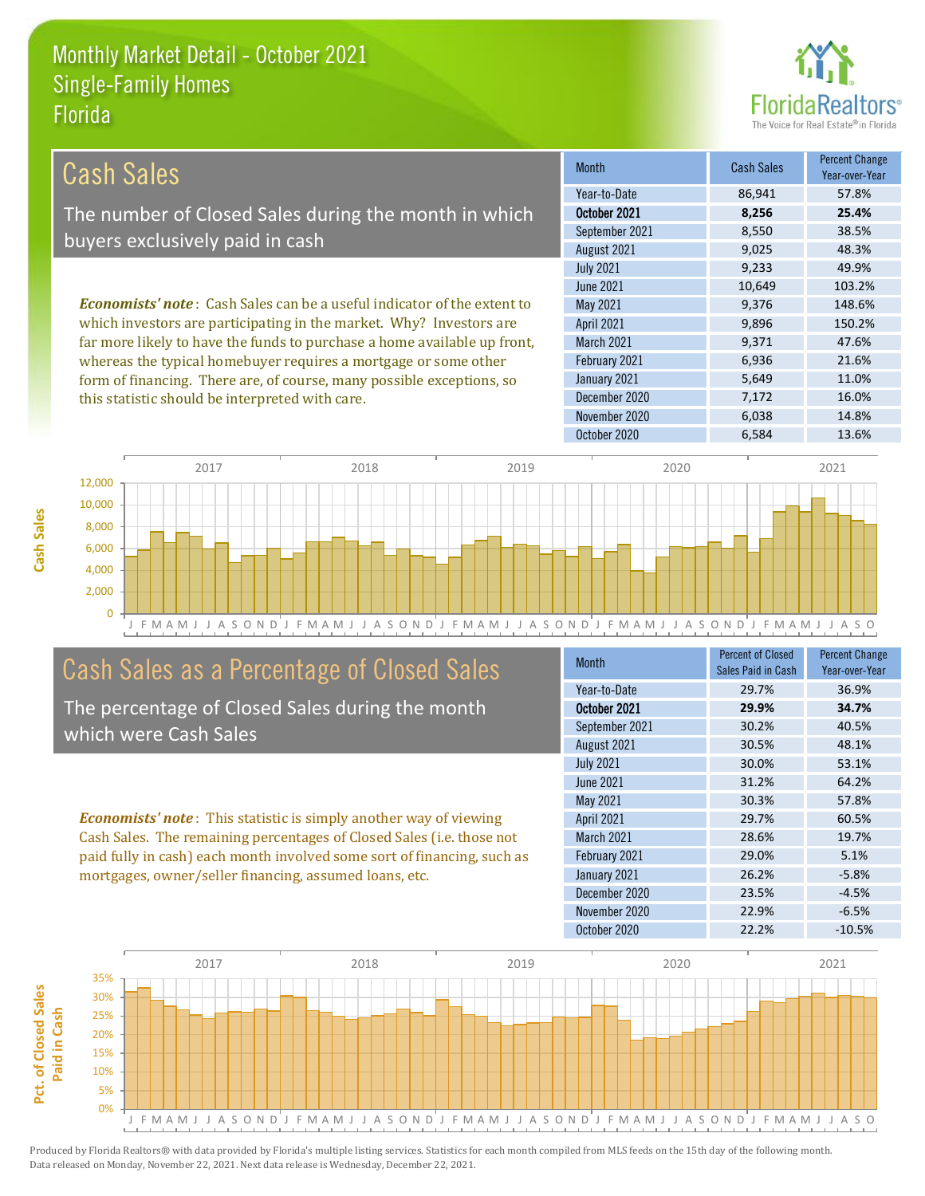# Monthly Market Detail - October 2021
## Single-Family Homes
## Florida

FloridaRealtors® The Voice for Real Estate® in Florida

## Cash Sales

The number of Closed Sales during the month in which buyers exclusively paid in cash

***Economists' note***: Cash Sales can be a useful indicator of the extent to which investors are participating in the market. Why? Investors are far more likely to have the funds to purchase a home available up front, whereas the typical homebuyer requires a mortgage or some other form of financing. There are, of course, many possible exceptions, so this statistic should be interpreted with care.

| Month | Cash Sales | Percent Change Year-over-Year |
|---|---|---|
| Year-to-Date | 86,941 | 57.8% |
| **October 2021** | **8,256** | **25.4%** |
| September 2021 | 8,550 | 38.5% |
| August 2021 | 9,025 | 48.3% |
| July 2021 | 9,233 | 49.9% |
| June 2021 | 10,649 | 103.2% |
| May 2021 | 9,376 | 148.6% |
| April 2021 | 9,896 | 150.2% |
| March 2021 | 9,371 | 47.6% |
| February 2021 | 6,936 | 21.6% |
| January 2021 | 5,649 | 11.0% |
| December 2020 | 7,172 | 16.0% |
| November 2020 | 6,038 | 14.8% |
| October 2020 | 6,584 | 13.6% |

## Cash Sales as a Percentage of Closed Sales

The percentage of Closed Sales during the month which were Cash Sales

***Economists' note***: This statistic is simply another way of viewing Cash Sales. The remaining percentages of Closed Sales (i.e. those not paid fully in cash) each month involved some sort of financing, such as mortgages, owner/seller financing, assumed loans, etc.

| Month | Percent of Closed Sales Paid in Cash | Percent Change Year-over-Year |
|---|---|---|
| Year-to-Date | 29.7% | 36.9% |
| **October 2021** | **29.9%** | **34.7%** |
| September 2021 | 30.2% | 40.5% |
| August 2021 | 30.5% | 48.1% |
| July 2021 | 30.0% | 53.1% |
| June 2021 | 31.2% | 64.2% |
| May 2021 | 30.3% | 57.8% |
| April 2021 | 29.7% | 60.5% |
| March 2021 | 28.6% | 19.7% |
| February 2021 | 29.0% | 5.1% |
| January 2021 | 26.2% | -5.8% |
| December 2020 | 23.5% | -4.5% |
| November 2020 | 22.9% | -6.5% |
| October 2020 | 22.2% | -10.5% |

Produced by Florida Realtors® with data provided by Florida's multiple listing services. Statistics for each month compiled from MLS feeds on the 15th day of the following month. Data released on Monday, November 22, 2021. Next data release is Wednesday, December 22, 2021.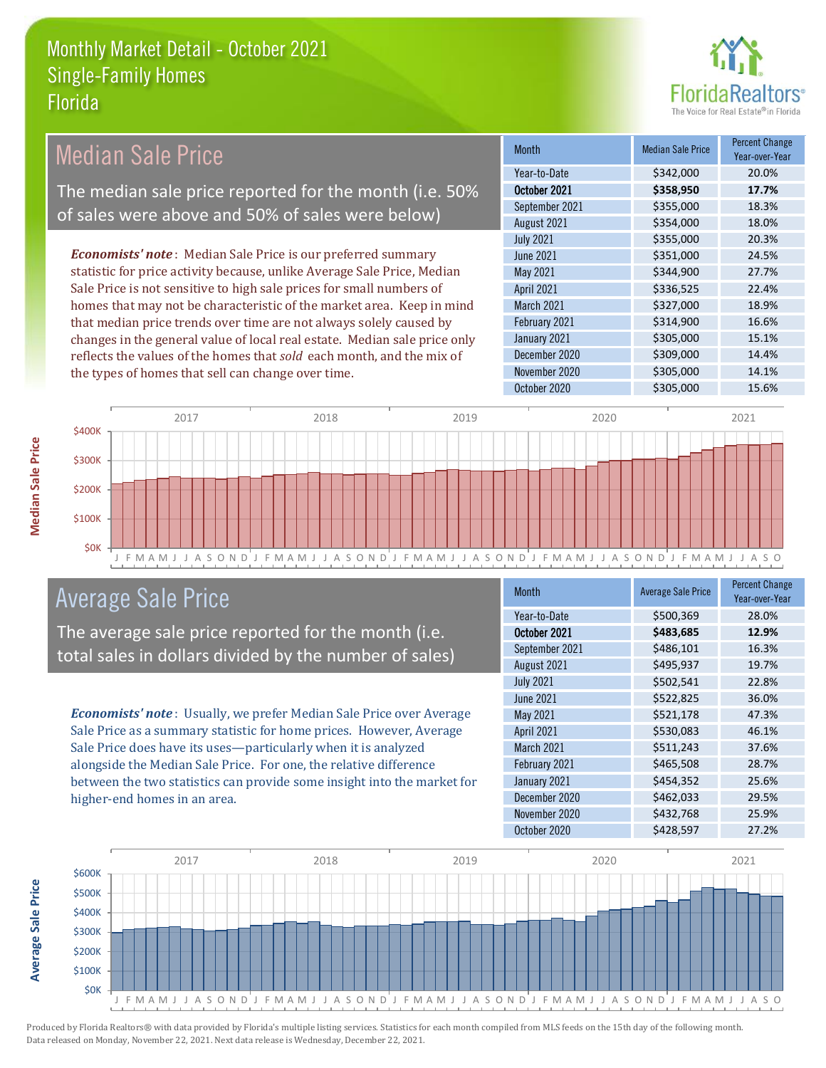# Monthly Market Detail - October 2021
## Single-Family Homes
## Florida

## Median Sale Price

The median sale price reported for the month (i.e. 50% of sales were above and 50% of sales were below)

*Economists' note*: Median Sale Price is our preferred summary statistic for price activity because, unlike Average Sale Price, Median Sale Price is not sensitive to high sale prices for small numbers of homes that may not be characteristic of the market area. Keep in mind that median price trends over time are not always solely caused by changes in the general value of local real estate. Median sale price only reflects the values of the homes that *sold* each month, and the mix of the types of homes that sell can change over time.

| Month | Median Sale Price | Percent Change Year-over-Year |
|---|---|---|
| Year-to-Date | $342,000 | 20.0% |
| **October 2021** | **$358,950** | **17.7%** |
| September 2021 | $355,000 | 18.3% |
| August 2021 | $354,000 | 18.0% |
| July 2021 | $355,000 | 20.3% |
| June 2021 | $351,000 | 24.5% |
| May 2021 | $344,900 | 27.7% |
| April 2021 | $336,525 | 22.4% |
| March 2021 | $327,000 | 18.9% |
| February 2021 | $314,900 | 16.6% |
| January 2021 | $305,000 | 15.1% |
| December 2020 | $309,000 | 14.4% |
| November 2020 | $305,000 | 14.1% |
| October 2020 | $305,000 | 15.6% |

## Average Sale Price

The average sale price reported for the month (i.e. total sales in dollars divided by the number of sales)

*Economists' note*: Usually, we prefer Median Sale Price over Average Sale Price as a summary statistic for home prices. However, Average Sale Price does have its uses—particularly when it is analyzed alongside the Median Sale Price. For one, the relative difference between the two statistics can provide some insight into the market for higher-end homes in an area.

| Month | Average Sale Price | Percent Change Year-over-Year |
|---|---|---|
| Year-to-Date | $500,369 | 28.0% |
| **October 2021** | **$483,685** | **12.9%** |
| September 2021 | $486,101 | 16.3% |
| August 2021 | $495,937 | 19.7% |
| July 2021 | $502,541 | 22.8% |
| June 2021 | $522,825 | 36.0% |
| May 2021 | $521,178 | 47.3% |
| April 2021 | $530,083 | 46.1% |
| March 2021 | $511,243 | 37.6% |
| February 2021 | $465,508 | 28.7% |
| January 2021 | $454,352 | 25.6% |
| December 2020 | $462,033 | 29.5% |
| November 2020 | $432,768 | 25.9% |
| October 2020 | $428,597 | 27.2% |

Produced by Florida Realtors® with data provided by Florida's multiple listing services. Statistics for each month compiled from MLS feeds on the 15th day of the following month. Data released on Monday, November 22, 2021. Next data release is Wednesday, December 22, 2021.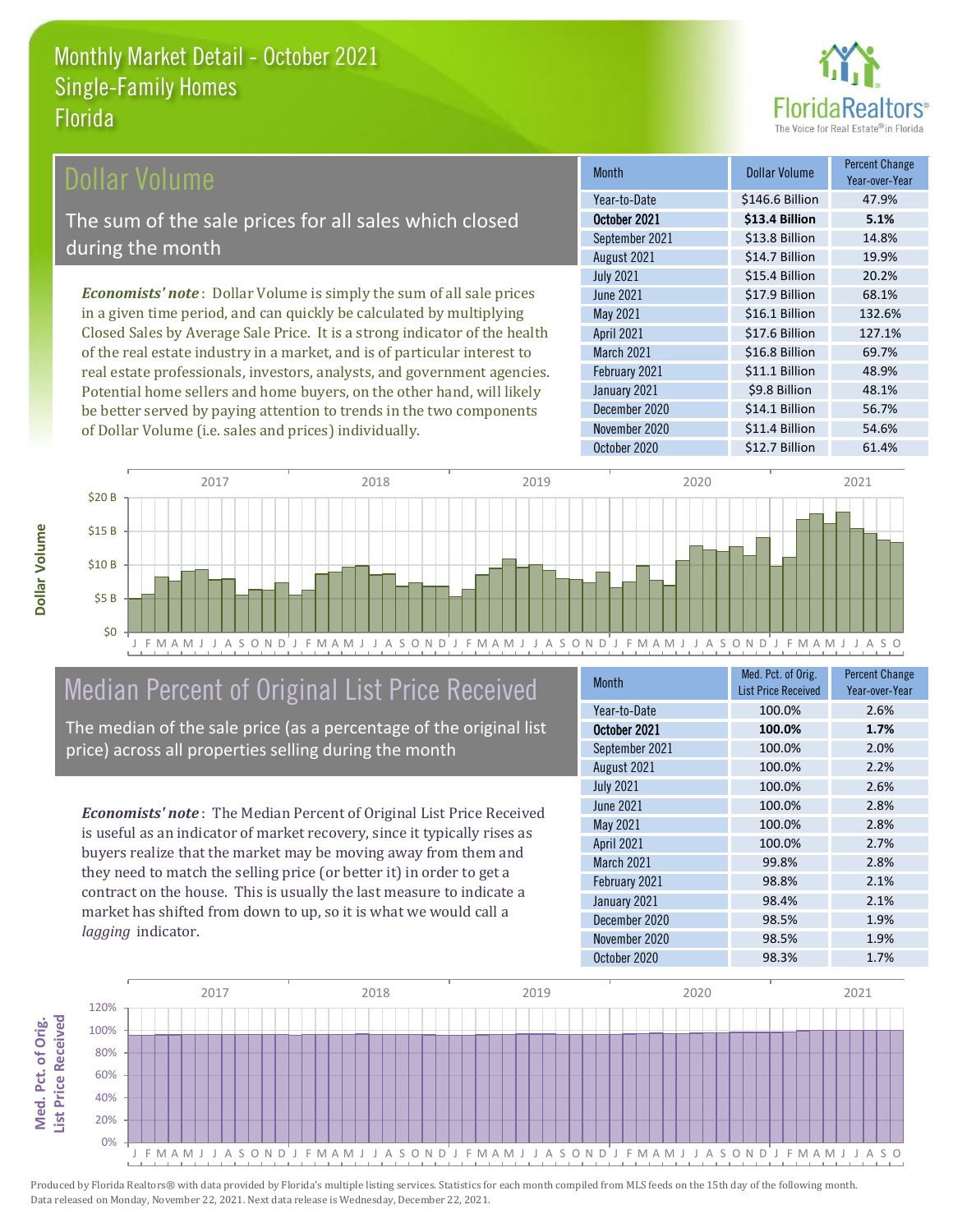# Monthly Market Detail - October 2021
## Single-Family Homes
## Florida

## Dollar Volume

The sum of the sale prices for all sales which closed during the month

*Economists' note*: Dollar Volume is simply the sum of all sale prices in a given time period, and can quickly be calculated by multiplying Closed Sales by Average Sale Price. It is a strong indicator of the health of the real estate industry in a market, and is of particular interest to real estate professionals, investors, analysts, and government agencies. Potential home sellers and home buyers, on the other hand, will likely be better served by paying attention to trends in the two components of Dollar Volume (i.e. sales and prices) individually.

| Month | Dollar Volume | Percent Change Year-over-Year |
|---|---|---|
| Year-to-Date | $146.6 Billion | 47.9% |
| **October 2021** | **$13.4 Billion** | **5.1%** |
| September 2021 | $13.8 Billion | 14.8% |
| August 2021 | $14.7 Billion | 19.9% |
| July 2021 | $15.4 Billion | 20.2% |
| June 2021 | $17.9 Billion | 68.1% |
| May 2021 | $16.1 Billion | 132.6% |
| April 2021 | $17.6 Billion | 127.1% |
| March 2021 | $16.8 Billion | 69.7% |
| February 2021 | $11.1 Billion | 48.9% |
| January 2021 | $9.8 Billion | 48.1% |
| December 2020 | $14.1 Billion | 56.7% |
| November 2020 | $11.4 Billion | 54.6% |
| October 2020 | $12.7 Billion | 61.4% |

## Median Percent of Original List Price Received

The median of the sale price (as a percentage of the original list price) across all properties selling during the month

*Economists' note*: The Median Percent of Original List Price Received is useful as an indicator of market recovery, since it typically rises as buyers realize that the market may be moving away from them and they need to match the selling price (or better it) in order to get a contract on the house. This is usually the last measure to indicate a market has shifted from down to up, so it is what we would call a *lagging* indicator.

| Month | Med. Pct. of Orig. List Price Received | Percent Change Year-over-Year |
|---|---|---|
| Year-to-Date | 100.0% | 2.6% |
| **October 2021** | **100.0%** | **1.7%** |
| September 2021 | 100.0% | 2.0% |
| August 2021 | 100.0% | 2.2% |
| July 2021 | 100.0% | 2.6% |
| June 2021 | 100.0% | 2.8% |
| May 2021 | 100.0% | 2.8% |
| April 2021 | 100.0% | 2.7% |
| March 2021 | 99.8% | 2.8% |
| February 2021 | 98.8% | 2.1% |
| January 2021 | 98.4% | 2.1% |
| December 2020 | 98.5% | 1.9% |
| November 2020 | 98.5% | 1.9% |
| October 2020 | 98.3% | 1.7% |

Produced by Florida Realtors® with data provided by Florida's multiple listing services. Statistics for each month compiled from MLS feeds on the 15th day of the following month. Data released on Monday, November 22, 2021. Next data release is Wednesday, December 22, 2021.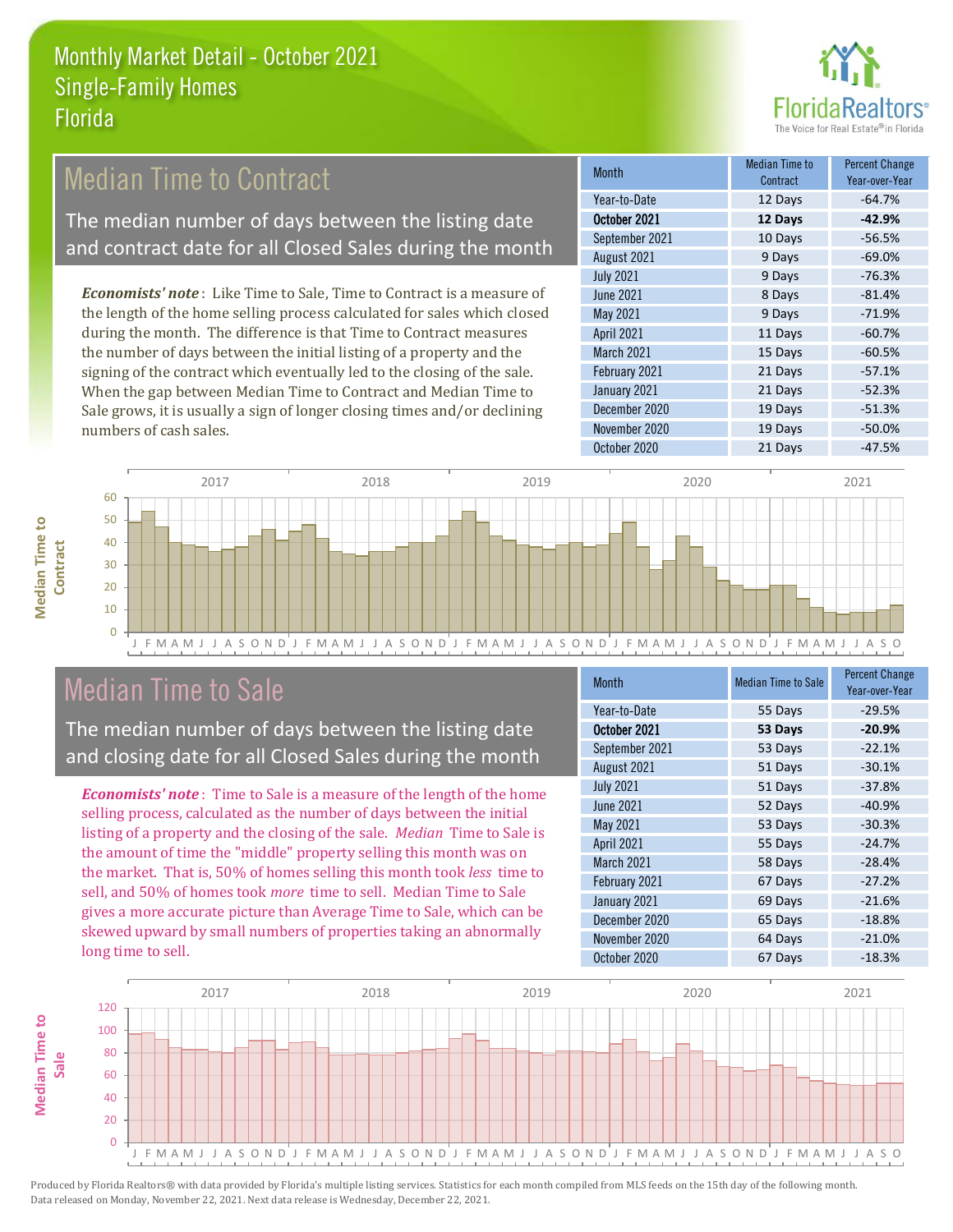# Monthly Market Detail - October 2021
## Single-Family Homes
## Florida

## Median Time to Contract

The median number of days between the listing date and contract date for all Closed Sales during the month

*Economists' note*: Like Time to Sale, Time to Contract is a measure of the length of the home selling process calculated for sales which closed during the month. The difference is that Time to Contract measures the number of days between the initial listing of a property and the signing of the contract which eventually led to the closing of the sale. When the gap between Median Time to Contract and Median Time to Sale grows, it is usually a sign of longer closing times and/or declining numbers of cash sales.

| Month | Median Time to Contract | Percent Change Year-over-Year |
|---|---|---|
| Year-to-Date | 12 Days | -64.7% |
| **October 2021** | **12 Days** | **-42.9%** |
| September 2021 | 10 Days | -56.5% |
| August 2021 | 9 Days | -69.0% |
| July 2021 | 9 Days | -76.3% |
| June 2021 | 8 Days | -81.4% |
| May 2021 | 9 Days | -71.9% |
| April 2021 | 11 Days | -60.7% |
| March 2021 | 15 Days | -60.5% |
| February 2021 | 21 Days | -57.1% |
| January 2021 | 21 Days | -52.3% |
| December 2020 | 19 Days | -51.3% |
| November 2020 | 19 Days | -50.0% |
| October 2020 | 21 Days | -47.5% |

## Median Time to Sale

The median number of days between the listing date and closing date for all Closed Sales during the month

*Economists' note*: Time to Sale is a measure of the length of the home selling process, calculated as the number of days between the initial listing of a property and the closing of the sale. *Median* Time to Sale is the amount of time the "middle" property selling this month was on the market. That is, 50% of homes selling this month took *less* time to sell, and 50% of homes took *more* time to sell. Median Time to Sale gives a more accurate picture than Average Time to Sale, which can be skewed upward by small numbers of properties taking an abnormally long time to sell.

| Month | Median Time to Sale | Percent Change Year-over-Year |
|---|---|---|
| Year-to-Date | 55 Days | -29.5% |
| **October 2021** | **53 Days** | **-20.9%** |
| September 2021 | 53 Days | -22.1% |
| August 2021 | 51 Days | -30.1% |
| July 2021 | 51 Days | -37.8% |
| June 2021 | 52 Days | -40.9% |
| May 2021 | 53 Days | -30.3% |
| April 2021 | 55 Days | -24.7% |
| March 2021 | 58 Days | -28.4% |
| February 2021 | 67 Days | -27.2% |
| January 2021 | 69 Days | -21.6% |
| December 2020 | 65 Days | -18.8% |
| November 2020 | 64 Days | -21.0% |
| October 2020 | 67 Days | -18.3% |

Produced by Florida Realtors® with data provided by Florida's multiple listing services. Statistics for each month compiled from MLS feeds on the 15th day of the following month. Data released on Monday, November 22, 2021. Next data release is Wednesday, December 22, 2021.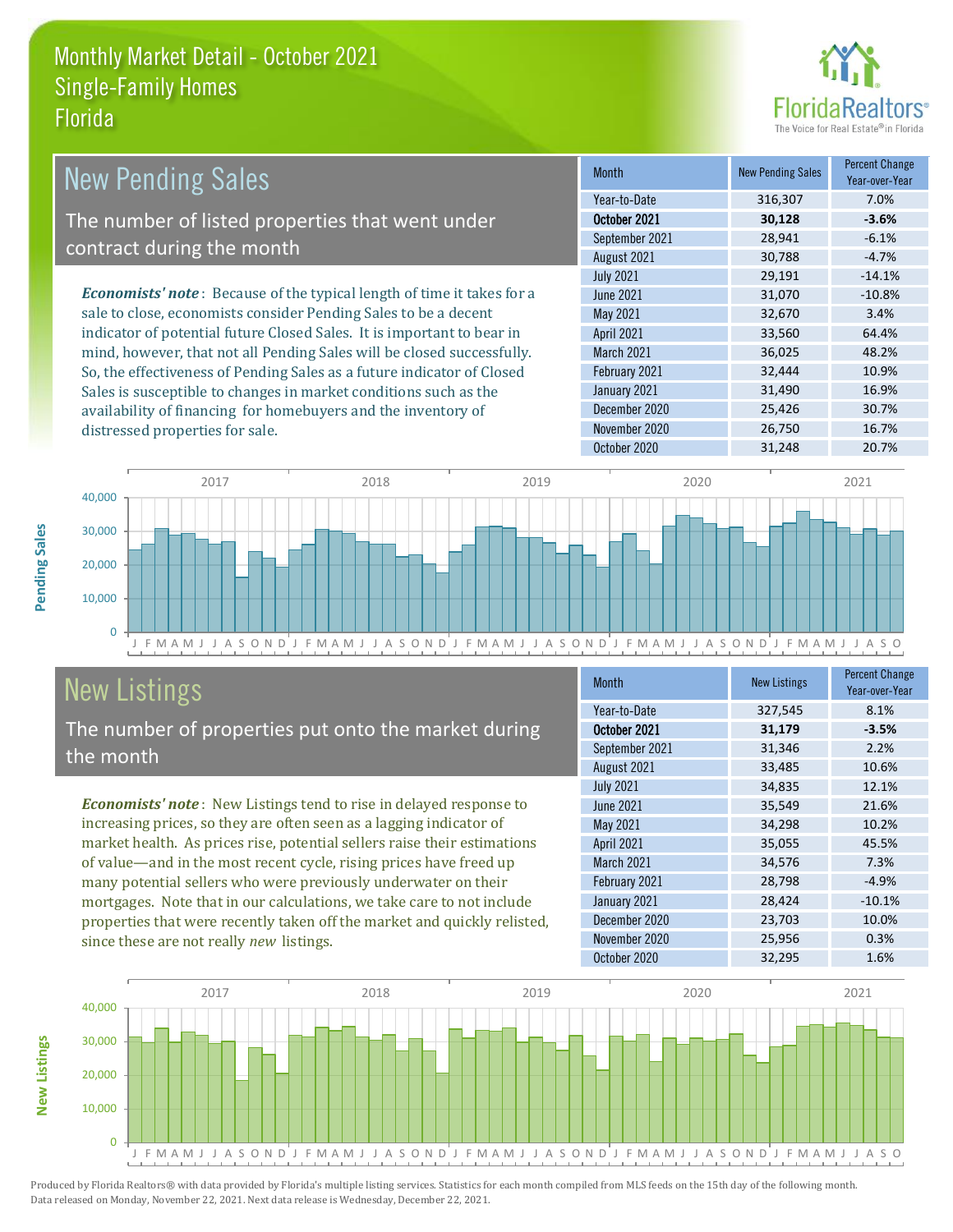# Monthly Market Detail - October 2021
## Single-Family Homes
## Florida

## New Pending Sales

The number of listed properties that went under contract during the month

***Economists' note***: Because of the typical length of time it takes for a sale to close, economists consider Pending Sales to be a decent indicator of potential future Closed Sales. It is important to bear in mind, however, that not all Pending Sales will be closed successfully. So, the effectiveness of Pending Sales as a future indicator of Closed Sales is susceptible to changes in market conditions such as the availability of financing for homebuyers and the inventory of distressed properties for sale.

| Month | New Pending Sales | Percent Change Year-over-Year |
|---|---|---|
| Year-to-Date | 316,307 | 7.0% |
| **October 2021** | **30,128** | **-3.6%** |
| September 2021 | 28,941 | -6.1% |
| August 2021 | 30,788 | -4.7% |
| July 2021 | 29,191 | -14.1% |
| June 2021 | 31,070 | -10.8% |
| May 2021 | 32,670 | 3.4% |
| April 2021 | 33,560 | 64.4% |
| March 2021 | 36,025 | 48.2% |
| February 2021 | 32,444 | 10.9% |
| January 2021 | 31,490 | 16.9% |
| December 2020 | 25,426 | 30.7% |
| November 2020 | 26,750 | 16.7% |
| October 2020 | 31,248 | 20.7% |

## New Listings

The number of properties put onto the market during the month

***Economists' note***: New Listings tend to rise in delayed response to increasing prices, so they are often seen as a lagging indicator of market health. As prices rise, potential sellers raise their estimations of value—and in the most recent cycle, rising prices have freed up many potential sellers who were previously underwater on their mortgages. Note that in our calculations, we take care to not include properties that were recently taken off the market and quickly relisted, since these are not really *new* listings.

| Month | New Listings | Percent Change Year-over-Year |
|---|---|---|
| Year-to-Date | 327,545 | 8.1% |
| **October 2021** | **31,179** | **-3.5%** |
| September 2021 | 31,346 | 2.2% |
| August 2021 | 33,485 | 10.6% |
| July 2021 | 34,835 | 12.1% |
| June 2021 | 35,549 | 21.6% |
| May 2021 | 34,298 | 10.2% |
| April 2021 | 35,055 | 45.5% |
| March 2021 | 34,576 | 7.3% |
| February 2021 | 28,798 | -4.9% |
| January 2021 | 28,424 | -10.1% |
| December 2020 | 23,703 | 10.0% |
| November 2020 | 25,956 | 0.3% |
| October 2020 | 32,295 | 1.6% |

Produced by Florida Realtors® with data provided by Florida's multiple listing services. Statistics for each month compiled from MLS feeds on the 15th day of the following month. Data released on Monday, November 22, 2021. Next data release is Wednesday, December 22, 2021.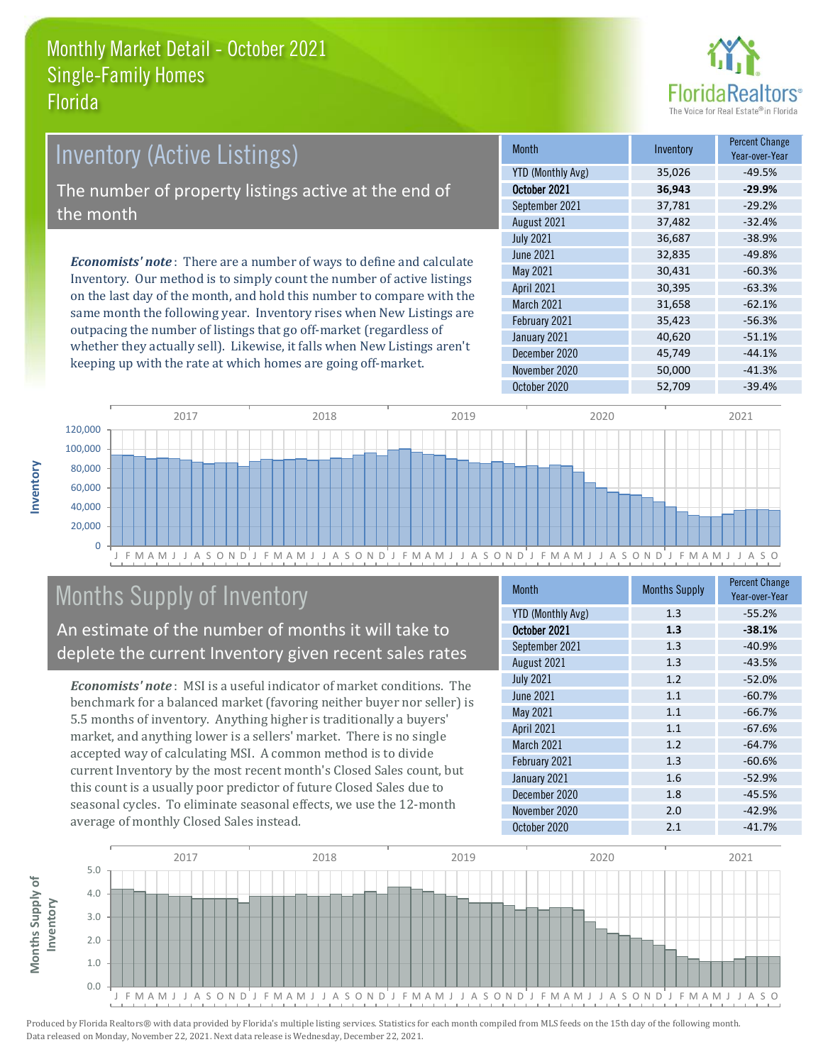# Monthly Market Detail - October 2021
## Single-Family Homes
## Florida

## Inventory (Active Listings)

The number of property listings active at the end of the month

***Economists' note***: There are a number of ways to define and calculate Inventory. Our method is to simply count the number of active listings on the last day of the month, and hold this number to compare with the same month the following year. Inventory rises when New Listings are outpacing the number of listings that go off-market (regardless of whether they actually sell). Likewise, it falls when New Listings aren't keeping up with the rate at which homes are going off-market.

| Month | Inventory | Percent Change Year-over-Year |
|---|---|---|
| YTD (Monthly Avg) | 35,026 | -49.5% |
| **October 2021** | **36,943** | **-29.9%** |
| September 2021 | 37,781 | -29.2% |
| August 2021 | 37,482 | -32.4% |
| July 2021 | 36,687 | -38.9% |
| June 2021 | 32,835 | -49.8% |
| May 2021 | 30,431 | -60.3% |
| April 2021 | 30,395 | -63.3% |
| March 2021 | 31,658 | -62.1% |
| February 2021 | 35,423 | -56.3% |
| January 2021 | 40,620 | -51.1% |
| December 2020 | 45,749 | -44.1% |
| November 2020 | 50,000 | -41.3% |
| October 2020 | 52,709 | -39.4% |

## Months Supply of Inventory

An estimate of the number of months it will take to deplete the current Inventory given recent sales rates

***Economists' note***: MSI is a useful indicator of market conditions. The benchmark for a balanced market (favoring neither buyer nor seller) is 5.5 months of inventory. Anything higher is traditionally a buyers' market, and anything lower is a sellers' market. There is no single accepted way of calculating MSI. A common method is to divide current Inventory by the most recent month's Closed Sales count, but this count is a usually poor predictor of future Closed Sales due to seasonal cycles. To eliminate seasonal effects, we use the 12-month average of monthly Closed Sales instead.

| Month | Months Supply | Percent Change Year-over-Year |
|---|---|---|
| YTD (Monthly Avg) | 1.3 | -55.2% |
| **October 2021** | **1.3** | **-38.1%** |
| September 2021 | 1.3 | -40.9% |
| August 2021 | 1.3 | -43.5% |
| July 2021 | 1.2 | -52.0% |
| June 2021 | 1.1 | -60.7% |
| May 2021 | 1.1 | -66.7% |
| April 2021 | 1.1 | -67.6% |
| March 2021 | 1.2 | -64.7% |
| February 2021 | 1.3 | -60.6% |
| January 2021 | 1.6 | -52.9% |
| December 2020 | 1.8 | -45.5% |
| November 2020 | 2.0 | -42.9% |
| October 2020 | 2.1 | -41.7% |

Produced by Florida Realtors® with data provided by Florida's multiple listing services. Statistics for each month compiled from MLS feeds on the 15th day of the following month. Data released on Monday, November 22, 2021. Next data release is Wednesday, December 22, 2021.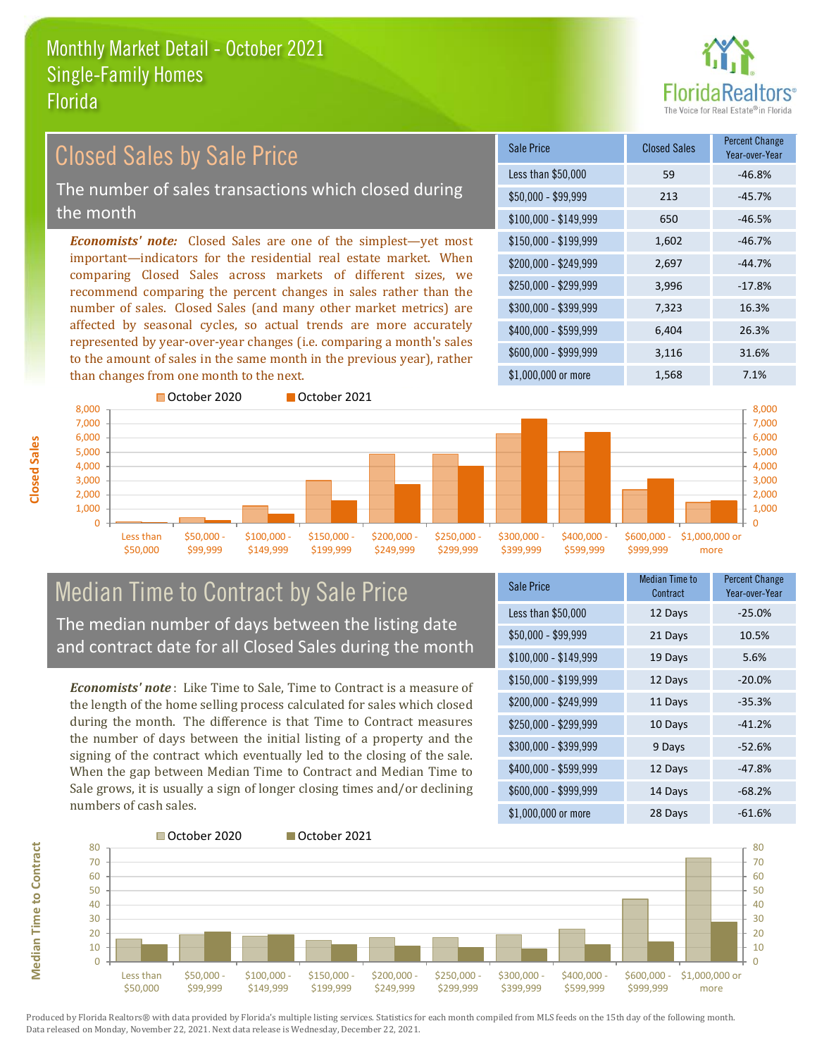# Monthly Market Detail - October 2021
## Single-Family Homes
## Florida

## Closed Sales by Sale Price

The number of sales transactions which closed during the month

***Economists' note:*** Closed Sales are one of the simplest—yet most important—indicators for the residential real estate market. When comparing Closed Sales across markets of different sizes, we recommend comparing the percent changes in sales rather than the number of sales. Closed Sales (and many other market metrics) are affected by seasonal cycles, so actual trends are more accurately represented by year-over-year changes (i.e. comparing a month's sales to the amount of sales in the same month in the previous year), rather than changes from one month to the next.

| Sale Price | Closed Sales | Percent Change Year-over-Year |
|---|---|---|
| Less than $50,000 | 59 | -46.8% |
| $50,000 - $99,999 | 213 | -45.7% |
| $100,000 - $149,999 | 650 | -46.5% |
| $150,000 - $199,999 | 1,602 | -46.7% |
| $200,000 - $249,999 | 2,697 | -44.7% |
| $250,000 - $299,999 | 3,996 | -17.8% |
| $300,000 - $399,999 | 7,323 | 16.3% |
| $400,000 - $599,999 | 6,404 | 26.3% |
| $600,000 - $999,999 | 3,116 | 31.6% |
| $1,000,000 or more | 1,568 | 7.1% |

## Median Time to Contract by Sale Price

The median number of days between the listing date and contract date for all Closed Sales during the month

***Economists' note*** : Like Time to Sale, Time to Contract is a measure of the length of the home selling process calculated for sales which closed during the month. The difference is that Time to Contract measures the number of days between the initial listing of a property and the signing of the contract which eventually led to the closing of the sale. When the gap between Median Time to Contract and Median Time to Sale grows, it is usually a sign of longer closing times and/or declining numbers of cash sales.

| Sale Price | Median Time to Contract | Percent Change Year-over-Year |
|---|---|---|
| Less than $50,000 | 12 Days | -25.0% |
| $50,000 - $99,999 | 21 Days | 10.5% |
| $100,000 - $149,999 | 19 Days | 5.6% |
| $150,000 - $199,999 | 12 Days | -20.0% |
| $200,000 - $249,999 | 11 Days | -35.3% |
| $250,000 - $299,999 | 10 Days | -41.2% |
| $300,000 - $399,999 | 9 Days | -52.6% |
| $400,000 - $599,999 | 12 Days | -47.8% |
| $600,000 - $999,999 | 14 Days | -68.2% |
| $1,000,000 or more | 28 Days | -61.6% |

Produced by Florida Realtors® with data provided by Florida's multiple listing services. Statistics for each month compiled from MLS feeds on the 15th day of the following month. Data released on Monday, November 22, 2021. Next data release is Wednesday, December 22, 2021.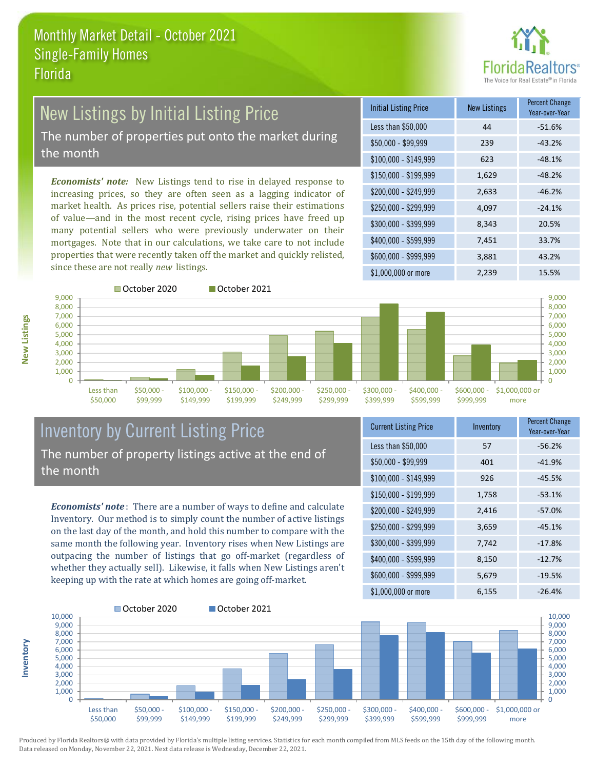# Monthly Market Detail - October 2021
## Single-Family Homes
## Florida

## New Listings by Initial Listing Price

The number of properties put onto the market during the month

***Economists' note:*** New Listings tend to rise in delayed response to increasing prices, so they are often seen as a lagging indicator of market health. As prices rise, potential sellers raise their estimations of value—and in the most recent cycle, rising prices have freed up many potential sellers who were previously underwater on their mortgages. Note that in our calculations, we take care to not include properties that were recently taken off the market and quickly relisted, since these are not really *new* listings.

| Initial Listing Price | New Listings | Percent Change Year-over-Year |
|---|---|---|
| Less than $50,000 | 44 | -51.6% |
| $50,000 - $99,999 | 239 | -43.2% |
| $100,000 - $149,999 | 623 | -48.1% |
| $150,000 - $199,999 | 1,629 | -48.2% |
| $200,000 - $249,999 | 2,633 | -46.2% |
| $250,000 - $299,999 | 4,097 | -24.1% |
| $300,000 - $399,999 | 8,343 | 20.5% |
| $400,000 - $599,999 | 7,451 | 33.7% |
| $600,000 - $999,999 | 3,881 | 43.2% |
| $1,000,000 or more | 2,239 | 15.5% |

## Inventory by Current Listing Price

The number of property listings active at the end of the month

***Economists' note***: There are a number of ways to define and calculate Inventory. Our method is to simply count the number of active listings on the last day of the month, and hold this number to compare with the same month the following year. Inventory rises when New Listings are outpacing the number of listings that go off-market (regardless of whether they actually sell). Likewise, it falls when New Listings aren't keeping up with the rate at which homes are going off-market.

| Current Listing Price | Inventory | Percent Change Year-over-Year |
|---|---|---|
| Less than $50,000 | 57 | -56.2% |
| $50,000 - $99,999 | 401 | -41.9% |
| $100,000 - $149,999 | 926 | -45.5% |
| $150,000 - $199,999 | 1,758 | -53.1% |
| $200,000 - $249,999 | 2,416 | -57.0% |
| $250,000 - $299,999 | 3,659 | -45.1% |
| $300,000 - $399,999 | 7,742 | -17.8% |
| $400,000 - $599,999 | 8,150 | -12.7% |
| $600,000 - $999,999 | 5,679 | -19.5% |
| $1,000,000 or more | 6,155 | -26.4% |

Produced by Florida Realtors® with data provided by Florida's multiple listing services. Statistics for each month compiled from MLS feeds on the 15th day of the following month. Data released on Monday, November 22, 2021. Next data release is Wednesday, December 22, 2021.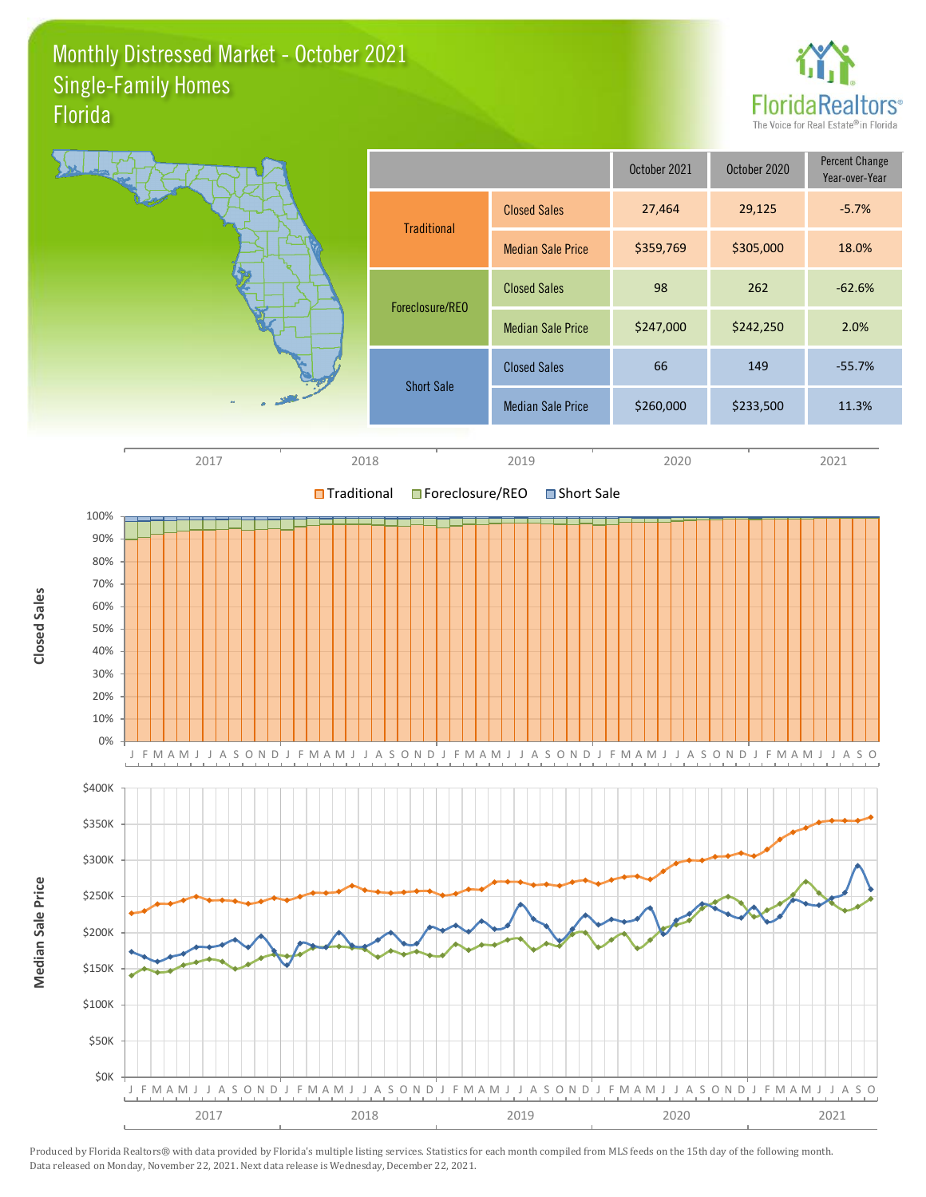# Monthly Distressed Market - October 2021
## Single-Family Homes
## Florida

FloridaRealtors® The Voice for Real Estate® in Florida

| | | October 2021 | October 2020 | Percent Change Year-over-Year |
|---|---|---|---|---|
| Traditional | Closed Sales | 27,464 | 29,125 | -5.7% |
| | Median Sale Price | $359,769 | $305,000 | 18.0% |
| Foreclosure/REO | Closed Sales | 98 | 262 | -62.6% |
| | Median Sale Price | $247,000 | $242,250 | 2.0% |
| Short Sale | Closed Sales | 66 | 149 | -55.7% |
| | Median Sale Price | $260,000 | $233,500 | 11.3% |

2017 2018 2019 2020 2021

Traditional Foreclosure/REO Short Sale

Closed Sales

100% 90% 80% 70% 60% 50% 40% 30% 20% 10% 0%

J F M A M J J A S O N D J F M A M J J A S O N D J F M A M J J A S O N D J F M A M J J A S O N D J F M A M J J A S O

Median Sale Price

$400K $350K $300K $250K $200K $150K $100K $50K $0K

J F M A M J J A S O N D J F M A M J J A S O N D J F M A M J J A S O N D J F M A M J J A S O N D J F M A M J J A S O

2017 2018 2019 2020 2021

Produced by Florida Realtors® with data provided by Florida's multiple listing services. Statistics for each month compiled from MLS feeds on the 15th day of the following month. Data released on Monday, November 22, 2021. Next data release is Wednesday, December 22, 2021.